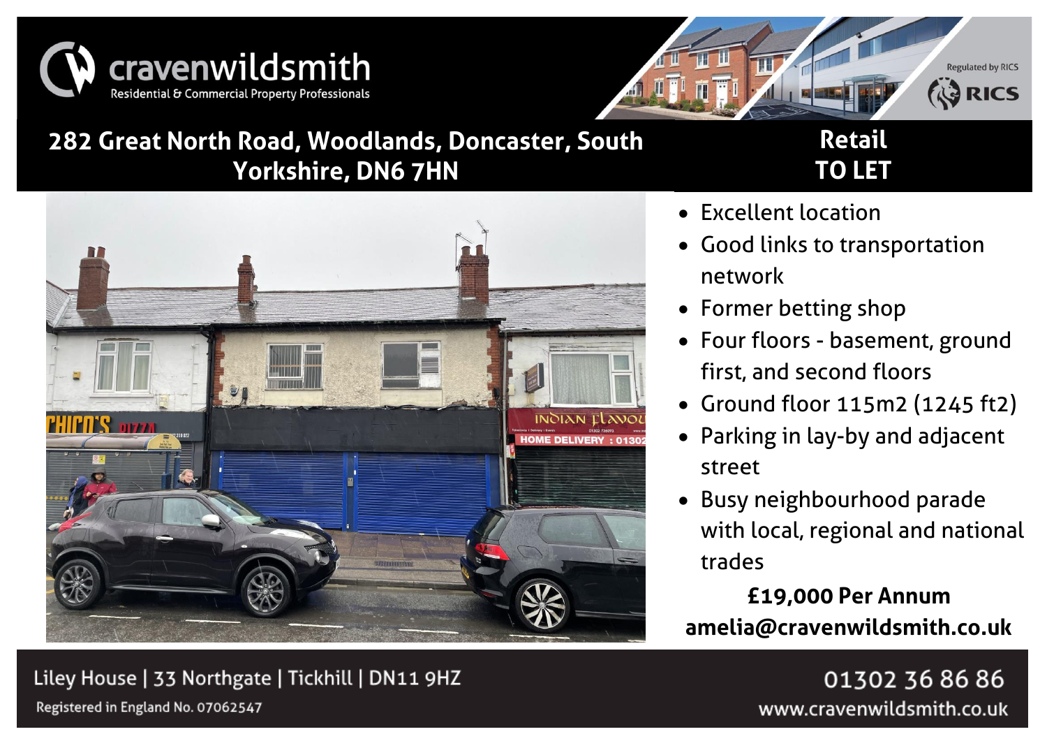cravenwildsmith

Residential & Commercial Property Professionals

Regulated by RICS

# 282 Great North Road, Woodlands, Doncaster, South Yorkshire, DN6 7HN

## Retail TO LET

- Excellent location
- Good links to transportation network
- Former betting shop
- Four floors - basement, ground first, and second floors
- Ground floor 115m2 (1245 ft2)
- Parking in lay-by and adjacent street
- Busy neighbourhood parade with local, regional and national trades

**£19,000 Per Annum**

**amelia@cravenwildsmith.co.uk**

Liley House | 33 Northgate | Tickhill | DN11 9HZ

Registered in England No. 07062547

01302 36 86 86

www.cravenwildsmith.co.uk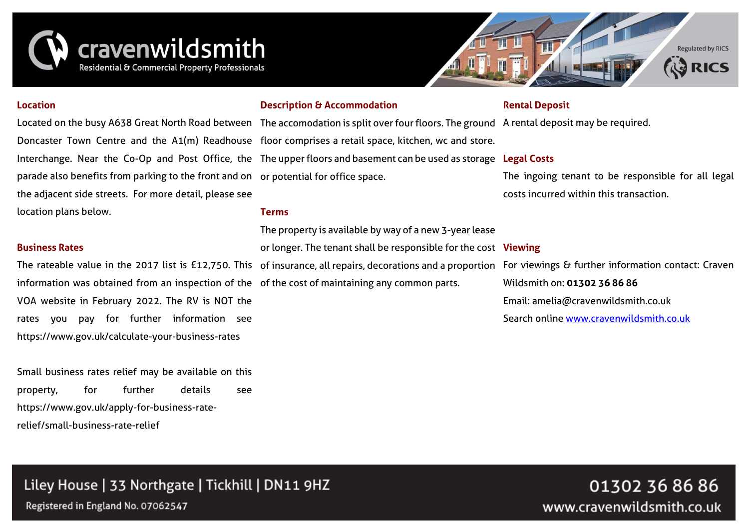## Location

Located on the busy A638 Great North Road between Doncaster Town Centre and the A1(m) Readhouse Interchange. Near the Co-Op and Post Office, the parade also benefits from parking to the front and on the adjacent side streets. For more detail, please see location plans below.

## Business Rates

The rateable value in the 2017 list is £12,750. This information was obtained from an inspection of the VOA website in February 2022. The RV is NOT the rates you pay for further information see https://www.gov.uk/calculate-your-business-rates

Small business rates relief may be available on this property, for further details see https://www.gov.uk/apply-for-business-rate-relief/small-business-rate-relief

## Description & Accommodation

The accomodation is split over four floors. The ground floor comprises a retail space, kitchen, wc and store. The upper floors and basement can be used as storage or potential for office space.

## Terms

The property is available by way of a new 3-year lease or longer. The tenant shall be responsible for the cost of insurance, all repairs, decorations and a proportion of the cost of maintaining any common parts.

## Rental Deposit

A rental deposit may be required.

## Legal Costs

The ingoing tenant to be responsible for all legal costs incurred within this transaction.

## Viewing

For viewings & further information contact: Craven Wildsmith on: **01302 36 86 86**

Email: amelia@cravenwildsmith.co.uk

Search online [www.cravenwildsmith.co.uk](http://www.cravenwildsmith.co.uk)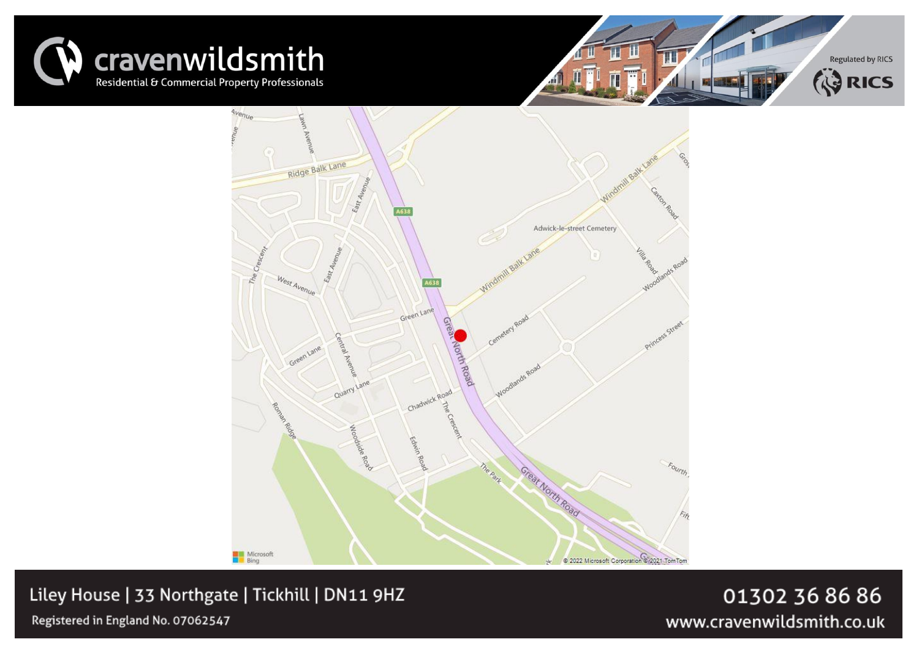cravenwildsmith
Residential & Commercial Property Professionals

Regulated by RICS

Liley House | 33 Northgate | Tickhill | DN11 9HZ

Registered in England No. 07062547

01302 36 86 86

www.cravenwildsmith.co.uk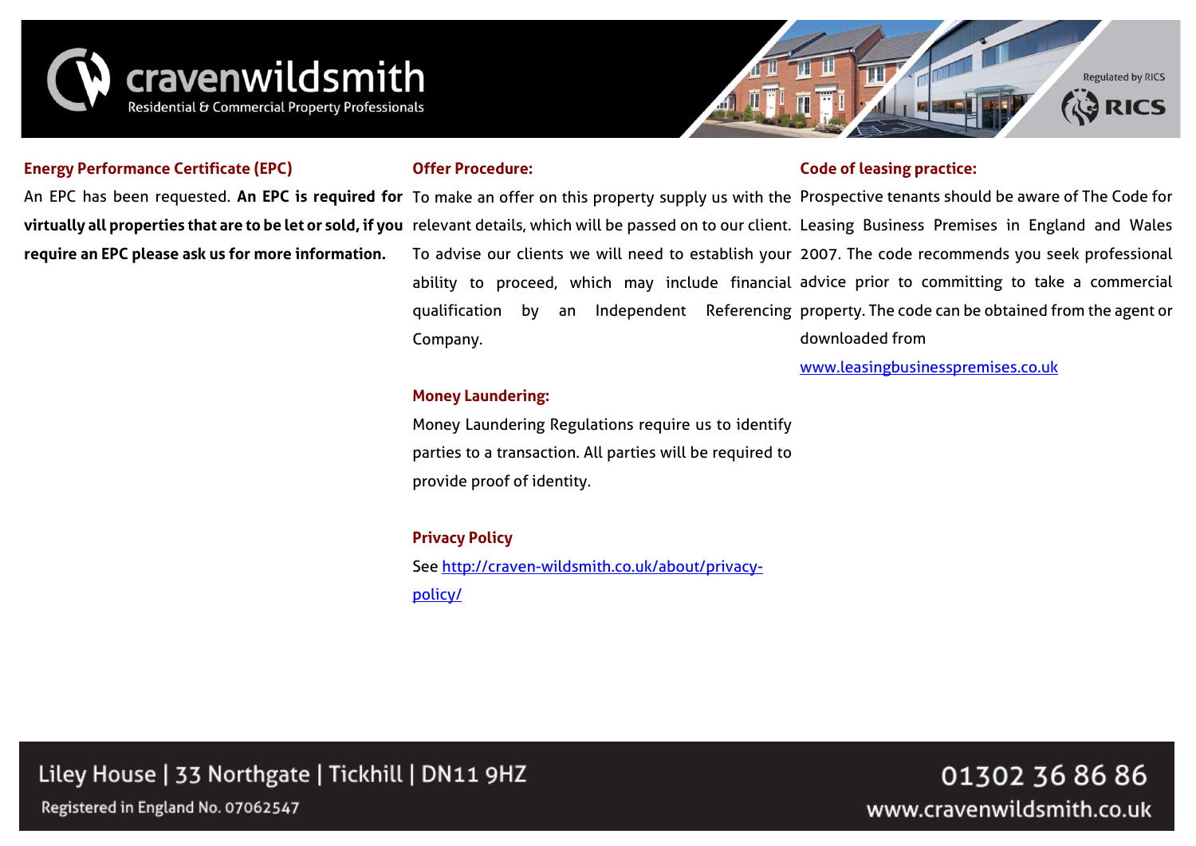### Energy Performance Certificate (EPC)

An EPC has been requested. **An EPC is required for virtually all properties that are to be let or sold, if you require an EPC please ask us for more information.**

### Offer Procedure:

To make an offer on this property supply us with the relevant details, which will be passed on to our client. To advise our clients we will need to establish your ability to proceed, which may include financial qualification by an Independent Referencing Company.

### Money Laundering:

Money Laundering Regulations require us to identify parties to a transaction. All parties will be required to provide proof of identity.

### Privacy Policy

See [http://craven-wildsmith.co.uk/about/privacy-policy/](http://craven-wildsmith.co.uk/about/privacy-policy/)

### Code of leasing practice:

Prospective tenants should be aware of The Code for Leasing Business Premises in England and Wales 2007. The code recommends you seek professional advice prior to committing to take a commercial property. The code can be obtained from the agent or downloaded from [www.leasingbusinesspremises.co.uk](http://www.leasingbusinesspremises.co.uk)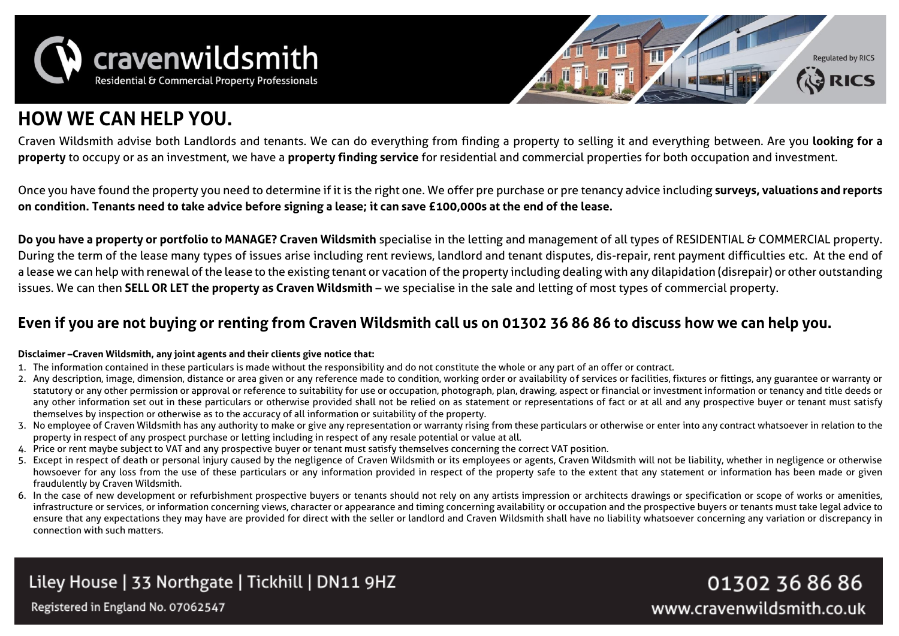cravenwildsmith
Residential & Commercial Property Professionals

Regulated by RICS

# HOW WE CAN HELP YOU.

Craven Wildsmith advise both Landlords and tenants. We can do everything from finding a property to selling it and everything between. Are you **looking for a property** to occupy or as an investment, we have a **property finding service** for residential and commercial properties for both occupation and investment.

Once you have found the property you need to determine if it is the right one. We offer pre purchase or pre tenancy advice including **surveys, valuations and reports on condition. Tenants need to take advice before signing a lease; it can save £100,000s at the end of the lease.**

**Do you have a property or portfolio to MANAGE? Craven Wildsmith** specialise in the letting and management of all types of RESIDENTIAL & COMMERCIAL property. During the term of the lease many types of issues arise including rent reviews, landlord and tenant disputes, dis-repair, rent payment difficulties etc. At the end of a lease we can help with renewal of the lease to the existing tenant or vacation of the property including dealing with any dilapidation (disrepair) or other outstanding issues. We can then **SELL OR LET the property as Craven Wildsmith** – we specialise in the sale and letting of most types of commercial property.

## Even if you are not buying or renting from Craven Wildsmith call us on 01302 36 86 86 to discuss how we can help you.

**Disclaimer –Craven Wildsmith, any joint agents and their clients give notice that:**

1. The information contained in these particulars is made without the responsibility and do not constitute the whole or any part of an offer or contract.
2. Any description, image, dimension, distance or area given or any reference made to condition, working order or availability of services or facilities, fixtures or fittings, any guarantee or warranty or statutory or any other permission or approval or reference to suitability for use or occupation, photograph, plan, drawing, aspect or financial or investment information or tenancy and title deeds or any other information set out in these particulars or otherwise provided shall not be relied on as statement or representations of fact or at all and any prospective buyer or tenant must satisfy themselves by inspection or otherwise as to the accuracy of all information or suitability of the property.
3. No employee of Craven Wildsmith has any authority to make or give any representation or warranty rising from these particulars or otherwise or enter into any contract whatsoever in relation to the property in respect of any prospect purchase or letting including in respect of any resale potential or value at all.
4. Price or rent maybe subject to VAT and any prospective buyer or tenant must satisfy themselves concerning the correct VAT position.
5. Except in respect of death or personal injury caused by the negligence of Craven Wildsmith or its employees or agents, Craven Wildsmith will not be liability, whether in negligence or otherwise howsoever for any loss from the use of these particulars or any information provided in respect of the property safe to the extent that any statement or information has been made or given fraudulently by Craven Wildsmith.
6. In the case of new development or refurbishment prospective buyers or tenants should not rely on any artists impression or architects drawings or specification or scope of works or amenities, infrastructure or services, or information concerning views, character or appearance and timing concerning availability or occupation and the prospective buyers or tenants must take legal advice to ensure that any expectations they may have are provided for direct with the seller or landlord and Craven Wildsmith shall have no liability whatsoever concerning any variation or discrepancy in connection with such matters.

Liley House | 33 Northgate | Tickhill | DN11 9HZ

Registered in England No. 07062547

01302 36 86 86

www.cravenwildsmith.co.uk